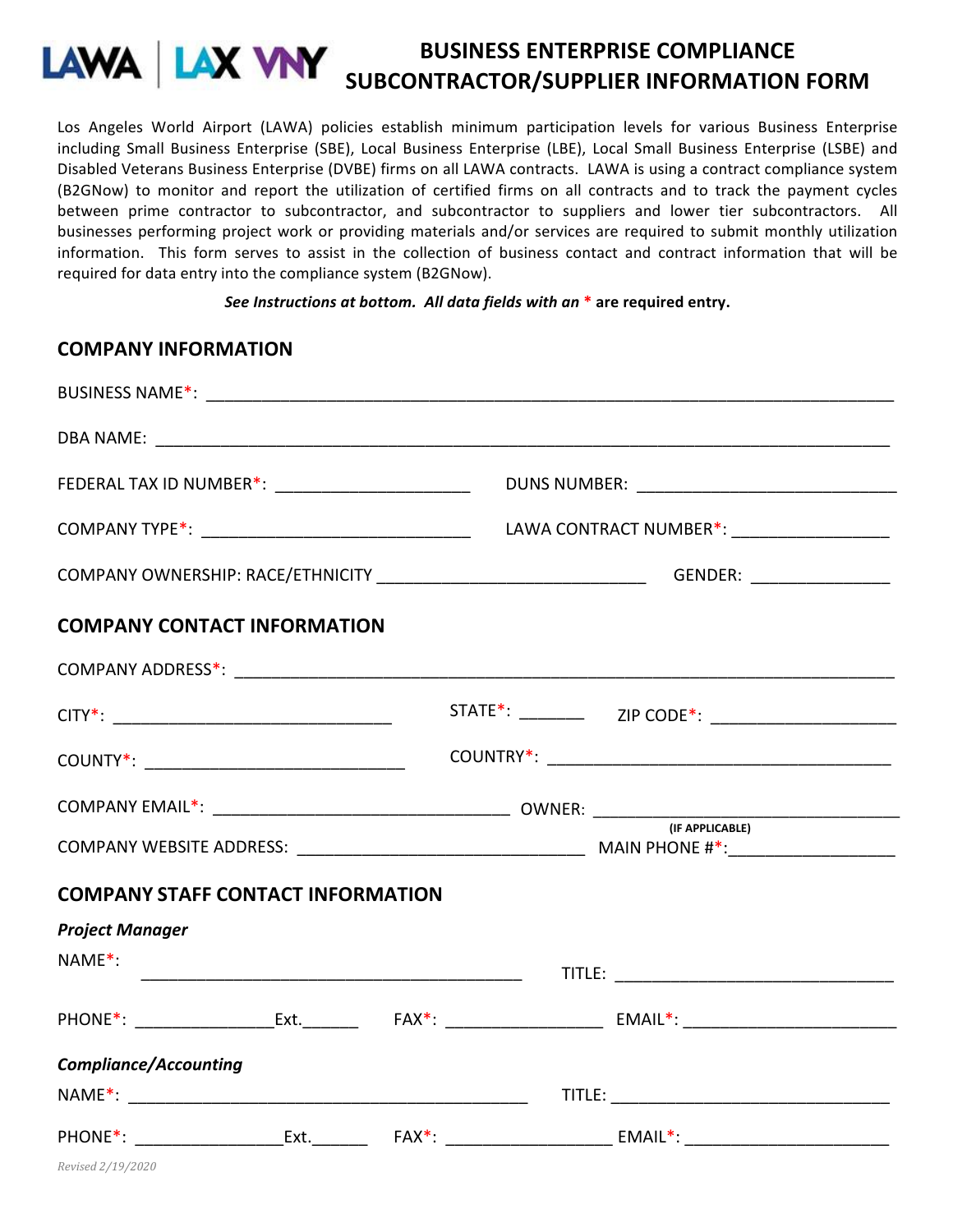LAWA | LAX VNY

# BUSINESS ENTERPRISE COMPLIANCE SUBCONTRACTOR/SUPPLIER INFORMATION FORM

Los Angeles World Airport (LAWA) policies establish minimum participation levels for various Business Enterprise including Small Business Enterprise (SBE), Local Business Enterprise (LBE), Local Small Business Enterprise (LSBE) and Disabled Veterans Business Enterprise (DVBE) firms on all LAWA contracts. LAWA is using a contract compliance system (B2GNow) to monitor and report the utilization of certified firms on all contracts and to track the payment cycles between prime contractor to subcontractor, and subcontractor to suppliers and lower tier subcontractors. All businesses performing project work or providing materials and/or services are required to submit monthly utilization information. This form serves to assist in the collection of business contact and contract information that will be required for data entry into the compliance system (B2GNow).

***See Instructions at bottom. All data fields with an*** * **are required entry.**

## COMPANY INFORMATION

BUSINESS NAME*: ____________________________________________

DBA NAME: ____________________________________________

FEDERAL TAX ID NUMBER*: ______________________ DUNS NUMBER: ____________________________

COMPANY TYPE*: ____________________________ LAWA CONTRACT NUMBER*: __________________

COMPANY OWNERSHIP: RACE/ETHNICITY ____________________________ GENDER: ______________

## COMPANY CONTACT INFORMATION

COMPANY ADDRESS*: ____________________________________________

CITY*: ____________________________ STATE*: _______ ZIP CODE*: ____________________

COUNTY*: ____________________________ COUNTRY*: ____________________________________

COMPANY EMAIL*: ______________________________ OWNER: ______________________________ (IF APPLICABLE)

COMPANY WEBSITE ADDRESS: ______________________________ MAIN PHONE #*: __________________

## COMPANY STAFF CONTACT INFORMATION

***Project Manager***

NAME*: ________________________________________ TITLE: ______________________________

PHONE*: _______________ Ext. ______ FAX*: ________________ EMAIL*: ______________________

***Compliance/Accounting***

NAME*: ________________________________________ TITLE: ______________________________

PHONE*: _______________ Ext. ______ FAX*: ________________ EMAIL*: ______________________

*Revised 2/19/2020*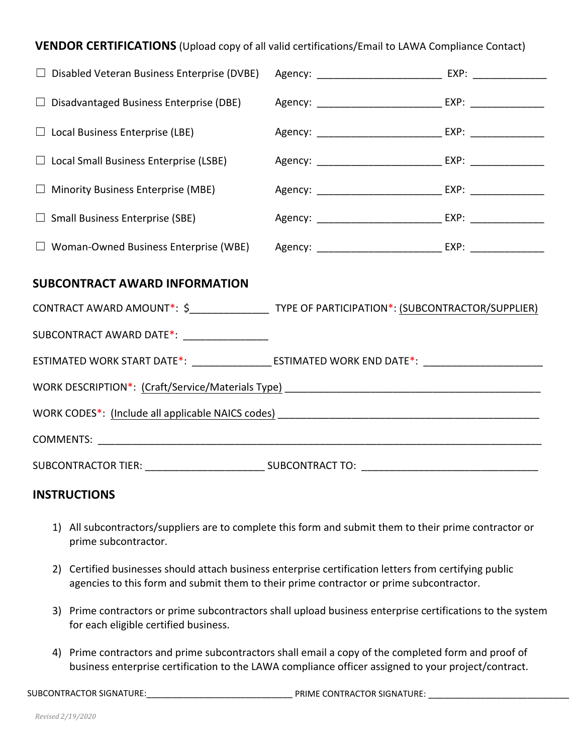**VENDOR CERTIFICATIONS** (Upload copy of all valid certifications/Email to LAWA Compliance Contact)

☐ Disabled Veteran Business Enterprise (DVBE) Agency: ______________________ EXP: _____________

☐ Disadvantaged Business Enterprise (DBE) Agency: ______________________ EXP: _____________

☐ Local Business Enterprise (LBE) Agency: ______________________ EXP: _____________

☐ Local Small Business Enterprise (LSBE) Agency: ______________________ EXP: _____________

☐ Minority Business Enterprise (MBE) Agency: ______________________ EXP: _____________

☐ Small Business Enterprise (SBE) Agency: ______________________ EXP: _____________

☐ Woman-Owned Business Enterprise (WBE) Agency: ______________________ EXP: _____________

## SUBCONTRACT AWARD INFORMATION

CONTRACT AWARD AMOUNT*: $______________ TYPE OF PARTICIPATION*: (SUBCONTRACTOR/SUPPLIER)

SUBCONTRACT AWARD DATE*: _______________

ESTIMATED WORK START DATE*: ______________ ESTIMATED WORK END DATE*: _____________________

WORK DESCRIPTION*: (Craft/Service/Materials Type) _______________________________________________

WORK CODES*: (Include all applicable NAICS codes) ________________________________________________

COMMENTS: _______________________________________________________________________________

SUBCONTRACTOR TIER: _____________________ SUBCONTRACT TO: _______________________________

## INSTRUCTIONS

1) All subcontractors/suppliers are to complete this form and submit them to their prime contractor or prime subcontractor.

2) Certified businesses should attach business enterprise certification letters from certifying public agencies to this form and submit them to their prime contractor or prime subcontractor.

3) Prime contractors or prime subcontractors shall upload business enterprise certifications to the system for each eligible certified business.

4) Prime contractors and prime subcontractors shall email a copy of the completed form and proof of business enterprise certification to the LAWA compliance officer assigned to your project/contract.

SUBCONTRACTOR SIGNATURE:_____________________________ PRIME CONTRACTOR SIGNATURE: _____________________________

*Revised 2/19/2020*